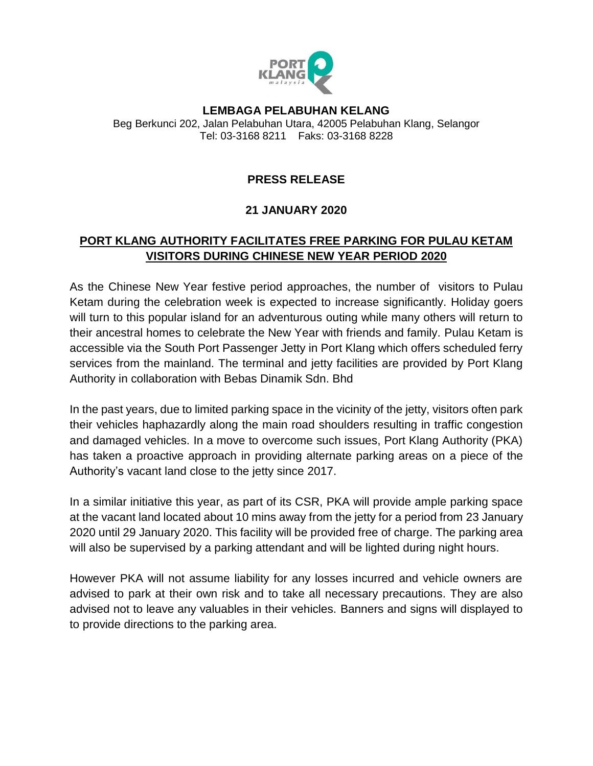**LEMBAGA PELABUHAN KELANG**

Beg Berkunci 202, Jalan Pelabuhan Utara, 42005 Pelabuhan Klang, Selangor
Tel: 03-3168 8211 Faks: 03-3168 8228

**PRESS RELEASE**

**21 JANUARY 2020**

## PORT KLANG AUTHORITY FACILITATES FREE PARKING FOR PULAU KETAM VISITORS DURING CHINESE NEW YEAR PERIOD 2020

As the Chinese New Year festive period approaches, the number of visitors to Pulau Ketam during the celebration week is expected to increase significantly. Holiday goers will turn to this popular island for an adventurous outing while many others will return to their ancestral homes to celebrate the New Year with friends and family. Pulau Ketam is accessible via the South Port Passenger Jetty in Port Klang which offers scheduled ferry services from the mainland. The terminal and jetty facilities are provided by Port Klang Authority in collaboration with Bebas Dinamik Sdn. Bhd

In the past years, due to limited parking space in the vicinity of the jetty, visitors often park their vehicles haphazardly along the main road shoulders resulting in traffic congestion and damaged vehicles. In a move to overcome such issues, Port Klang Authority (PKA) has taken a proactive approach in providing alternate parking areas on a piece of the Authority's vacant land close to the jetty since 2017.

In a similar initiative this year, as part of its CSR, PKA will provide ample parking space at the vacant land located about 10 mins away from the jetty for a period from 23 January 2020 until 29 January 2020. This facility will be provided free of charge. The parking area will also be supervised by a parking attendant and will be lighted during night hours.

However PKA will not assume liability for any losses incurred and vehicle owners are advised to park at their own risk and to take all necessary precautions. They are also advised not to leave any valuables in their vehicles. Banners and signs will displayed to to provide directions to the parking area.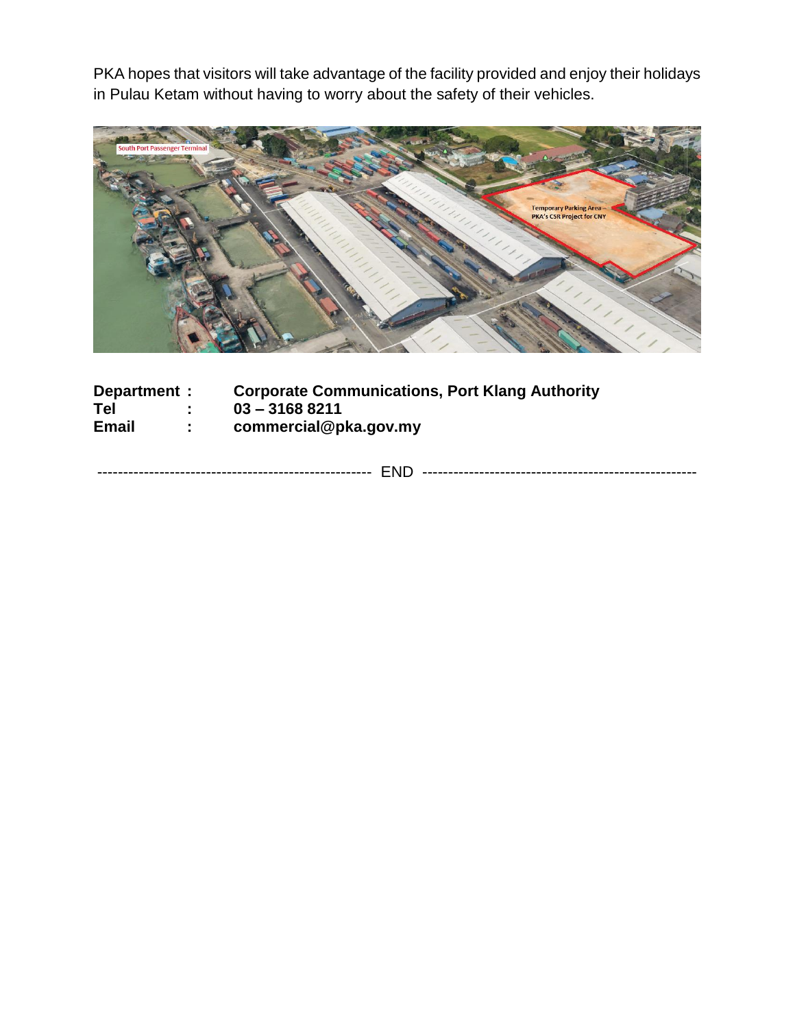PKA hopes that visitors will take advantage of the facility provided and enjoy their holidays in Pulau Ketam without having to worry about the safety of their vehicles.

| | | |
|---|---|---|
| **Department** | **:** | **Corporate Communications, Port Klang Authority** |
| **Tel** | **:** | **03 – 3168 8211** |
| **Email** | **:** | **commercial@pka.gov.my** |

---------------------------------------------------- END ----------------------------------------------------